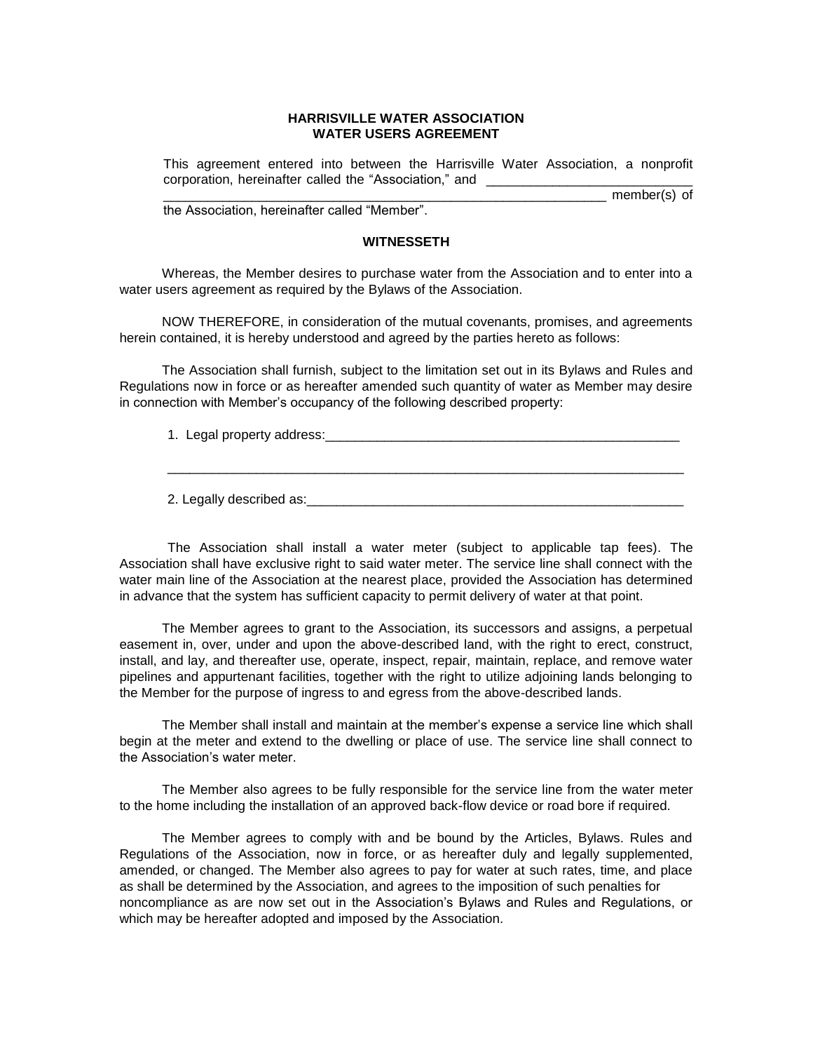# HARRISVILLE WATER ASSOCIATION
## WATER USERS AGREEMENT

This agreement entered into between the Harrisville Water Association, a nonprofit corporation, hereinafter called the "Association," and ______________________________ ______________________________________________________________ member(s) of the Association, hereinafter called "Member".

### WITNESSETH

Whereas, the Member desires to purchase water from the Association and to enter into a water users agreement as required by the Bylaws of the Association.

NOW THEREFORE, in consideration of the mutual covenants, promises, and agreements herein contained, it is hereby understood and agreed by the parties hereto as follows:

The Association shall furnish, subject to the limitation set out in its Bylaws and Rules and Regulations now in force or as hereafter amended such quantity of water as Member may desire in connection with Member's occupancy of the following described property:

1. Legal property address:____________________________________________________

   ___________________________________________________________________________

2. Legally described as:________________________________________________________

The Association shall install a water meter (subject to applicable tap fees). The Association shall have exclusive right to said water meter. The service line shall connect with the water main line of the Association at the nearest place, provided the Association has determined in advance that the system has sufficient capacity to permit delivery of water at that point.

The Member agrees to grant to the Association, its successors and assigns, a perpetual easement in, over, under and upon the above-described land, with the right to erect, construct, install, and lay, and thereafter use, operate, inspect, repair, maintain, replace, and remove water pipelines and appurtenant facilities, together with the right to utilize adjoining lands belonging to the Member for the purpose of ingress to and egress from the above-described lands.

The Member shall install and maintain at the member's expense a service line which shall begin at the meter and extend to the dwelling or place of use. The service line shall connect to the Association's water meter.

The Member also agrees to be fully responsible for the service line from the water meter to the home including the installation of an approved back-flow device or road bore if required.

The Member agrees to comply with and be bound by the Articles, Bylaws. Rules and Regulations of the Association, now in force, or as hereafter duly and legally supplemented, amended, or changed. The Member also agrees to pay for water at such rates, time, and place as shall be determined by the Association, and agrees to the imposition of such penalties for noncompliance as are now set out in the Association's Bylaws and Rules and Regulations, or which may be hereafter adopted and imposed by the Association.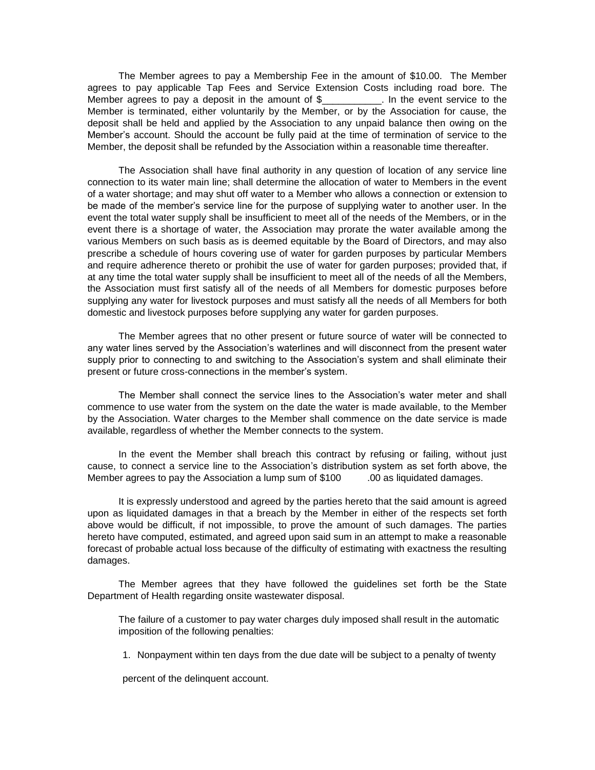The Member agrees to pay a Membership Fee in the amount of $10.00. The Member agrees to pay applicable Tap Fees and Service Extension Costs including road bore. The Member agrees to pay a deposit in the amount of $___________. In the event service to the Member is terminated, either voluntarily by the Member, or by the Association for cause, the deposit shall be held and applied by the Association to any unpaid balance then owing on the Member's account. Should the account be fully paid at the time of termination of service to the Member, the deposit shall be refunded by the Association within a reasonable time thereafter.

The Association shall have final authority in any question of location of any service line connection to its water main line; shall determine the allocation of water to Members in the event of a water shortage; and may shut off water to a Member who allows a connection or extension to be made of the member's service line for the purpose of supplying water to another user. In the event the total water supply shall be insufficient to meet all of the needs of the Members, or in the event there is a shortage of water, the Association may prorate the water available among the various Members on such basis as is deemed equitable by the Board of Directors, and may also prescribe a schedule of hours covering use of water for garden purposes by particular Members and require adherence thereto or prohibit the use of water for garden purposes; provided that, if at any time the total water supply shall be insufficient to meet all of the needs of all the Members, the Association must first satisfy all of the needs of all Members for domestic purposes before supplying any water for livestock purposes and must satisfy all the needs of all Members for both domestic and livestock purposes before supplying any water for garden purposes.

The Member agrees that no other present or future source of water will be connected to any water lines served by the Association's waterlines and will disconnect from the present water supply prior to connecting to and switching to the Association's system and shall eliminate their present or future cross-connections in the member's system.

The Member shall connect the service lines to the Association's water meter and shall commence to use water from the system on the date the water is made available, to the Member by the Association. Water charges to the Member shall commence on the date service is made available, regardless of whether the Member connects to the system.

In the event the Member shall breach this contract by refusing or failing, without just cause, to connect a service line to the Association's distribution system as set forth above, the Member agrees to pay the Association a lump sum of $100 .00 as liquidated damages.

It is expressly understood and agreed by the parties hereto that the said amount is agreed upon as liquidated damages in that a breach by the Member in either of the respects set forth above would be difficult, if not impossible, to prove the amount of such damages. The parties hereto have computed, estimated, and agreed upon said sum in an attempt to make a reasonable forecast of probable actual loss because of the difficulty of estimating with exactness the resulting damages.

The Member agrees that they have followed the guidelines set forth be the State Department of Health regarding onsite wastewater disposal.

The failure of a customer to pay water charges duly imposed shall result in the automatic imposition of the following penalties:

1. Nonpayment within ten days from the due date will be subject to a penalty of twenty percent of the delinquent account.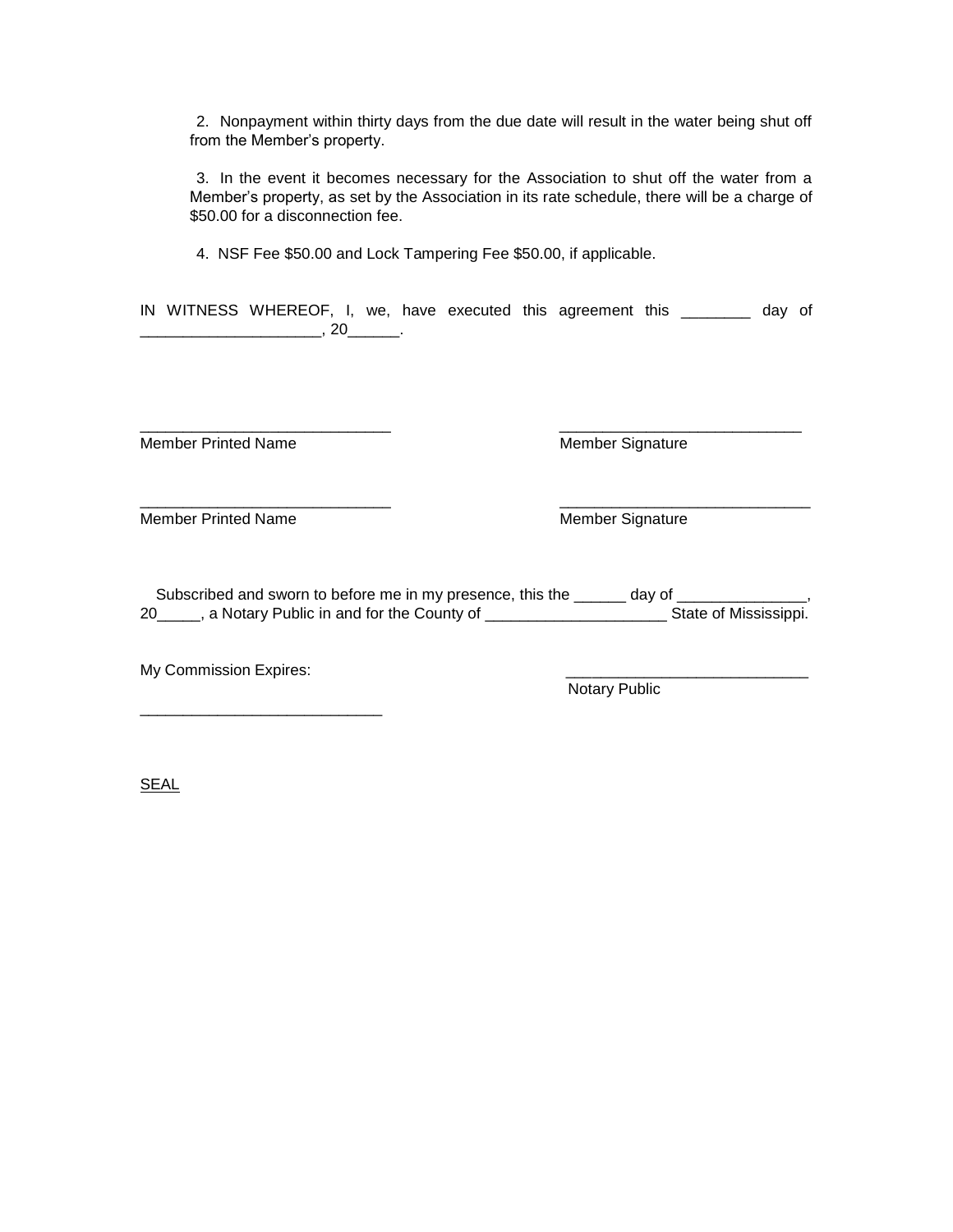2. Nonpayment within thirty days from the due date will result in the water being shut off from the Member's property.

3. In the event it becomes necessary for the Association to shut off the water from a Member's property, as set by the Association in its rate schedule, there will be a charge of $50.00 for a disconnection fee.

4. NSF Fee $50.00 and Lock Tampering Fee $50.00, if applicable.

IN WITNESS WHEREOF, I, we, have executed this agreement this ________ day of _____________________, 20______.

_____________________________ _____________________________
Member Printed Name Member Signature

_____________________________ _____________________________
Member Printed Name Member Signature

Subscribed and sworn to before me in my presence, this the ______ day of _______________, 20_____, a Notary Public in and for the County of _____________________ State of Mississippi.

My Commission Expires: _____________________________
Notary Public

____________________________

SEAL